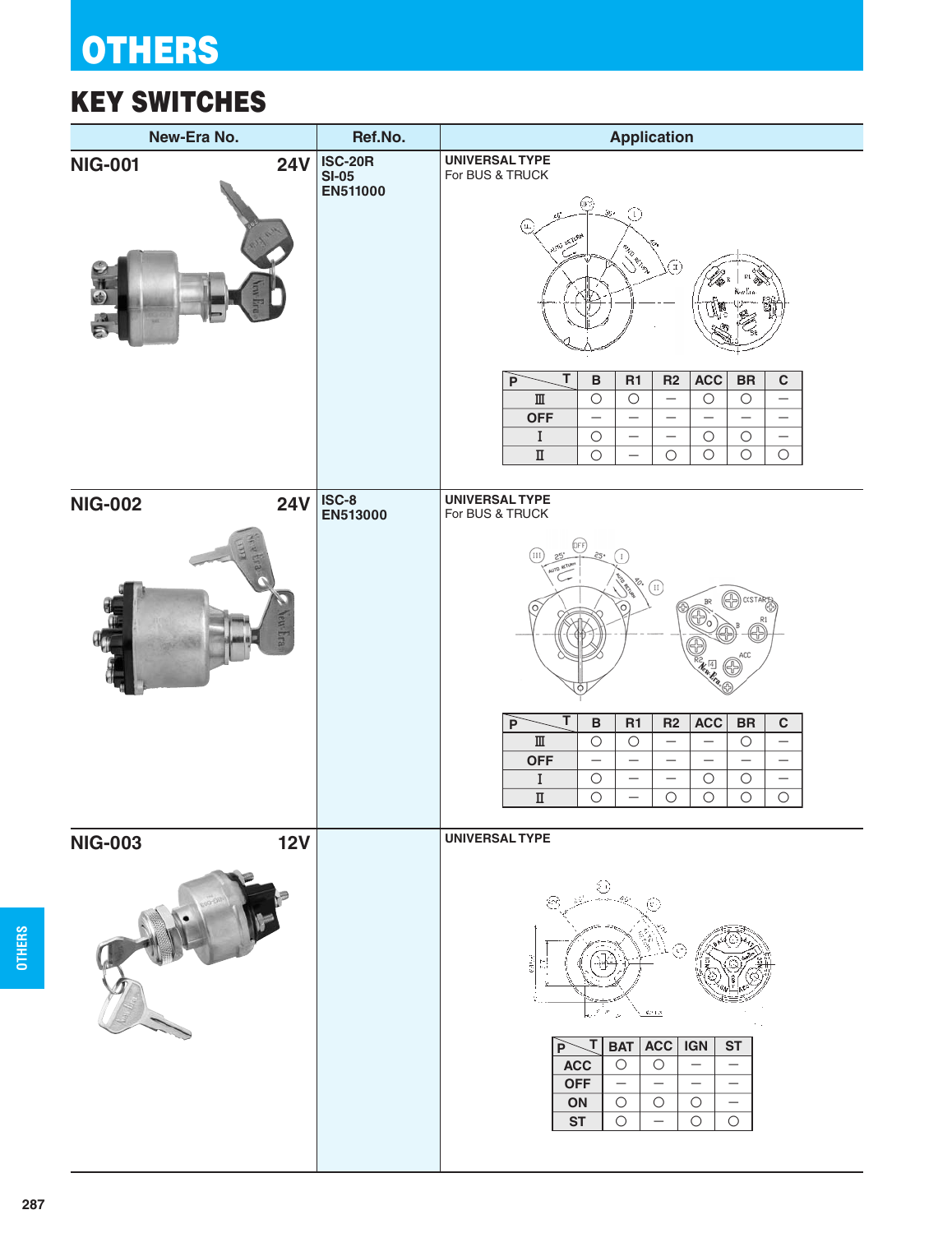# OTHERS

## KEY SWITCHES

| New-Era No. | Ref.No. | Application |
|---|---|---|
| **NIG-001** 24V | **ISC-20R**<br>**SI-05**<br>**EN511000** | **UNIVERSAL TYPE**<br>For BUS & TRUCK |
| **NIG-002** 24V | **ISC-8**<br>**EN513000** | **UNIVERSAL TYPE**<br>For BUS & TRUCK |
| **NIG-003** 12V | | **UNIVERSAL TYPE** |

**NIG-001**

| P \ T | B | R1 | R2 | ACC | BR | C |
|---|---|---|---|---|---|---|
| Ⅲ | ○ | ○ | – | ○ | ○ | – |
| OFF | – | – | – | – | – | – |
| Ⅰ | ○ | – | – | ○ | ○ | – |
| Ⅱ | ○ | – | ○ | ○ | ○ | ○ |

**NIG-002**

| P \ T | B | R1 | R2 | ACC | BR | C |
|---|---|---|---|---|---|---|
| Ⅲ | ○ | ○ | – | – | ○ | – |
| OFF | – | – | – | – | – | – |
| Ⅰ | ○ | – | – | ○ | ○ | – |
| Ⅱ | ○ | – | ○ | ○ | ○ | ○ |

**NIG-003**

| P \ T | BAT | ACC | IGN | ST |
|---|---|---|---|---|
| ACC | ○ | ○ | – | – |
| OFF | – | – | – | – |
| ON | ○ | ○ | ○ | – |
| ST | ○ | – | ○ | ○ |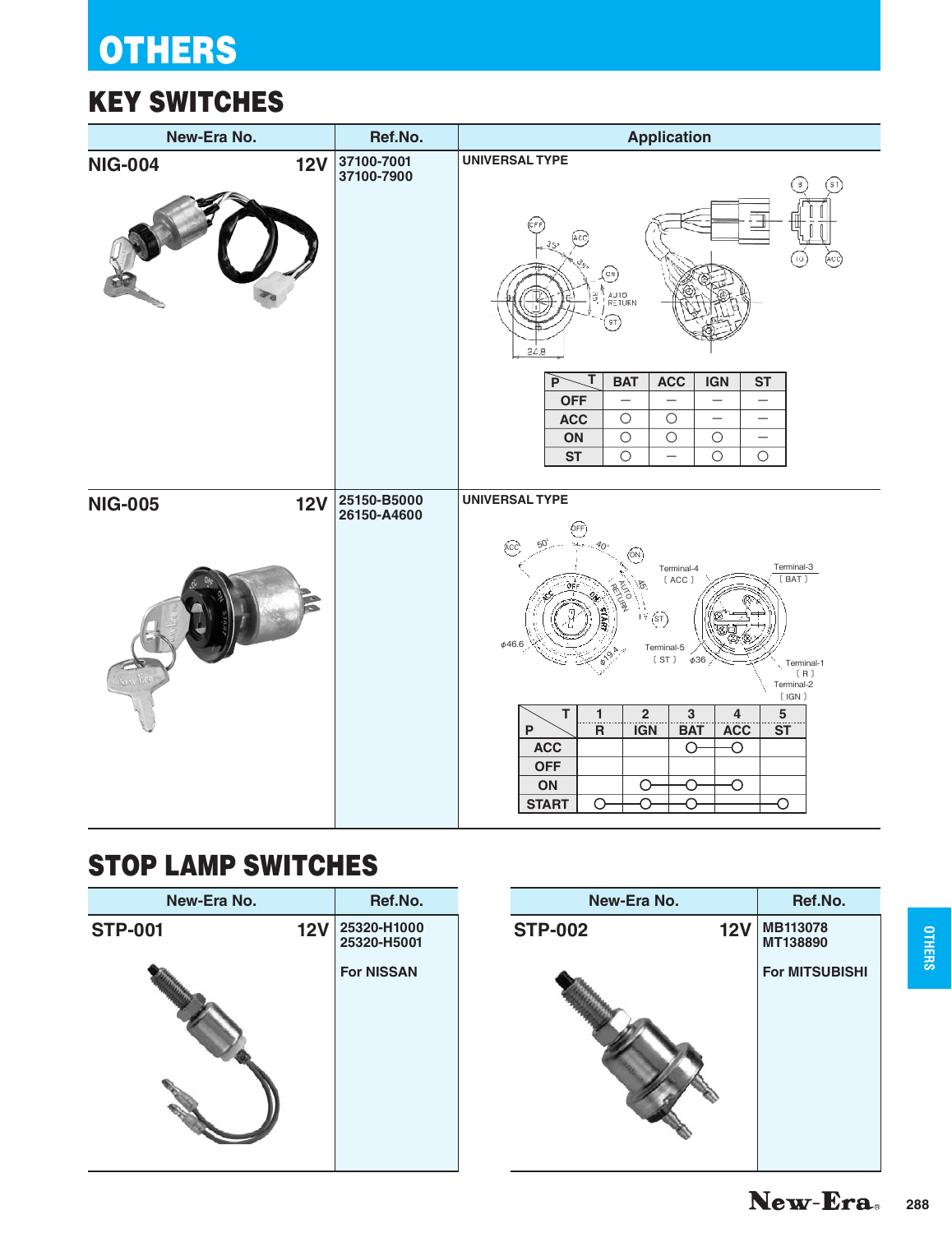# OTHERS

## KEY SWITCHES

| New-Era No. | Ref.No. | Application |
|---|---|---|
| NIG-004 12V | 37100-7001<br>37100-7900 | UNIVERSAL TYPE |
| NIG-005 12V | 25150-B5000<br>26150-A4600 | UNIVERSAL TYPE |

NIG-004:

| P \ T | BAT | ACC | IGN | ST |
|---|---|---|---|---|
| OFF | — | — | — | — |
| ACC | ○ | ○ | — | — |
| ON | ○ | ○ | ○ | — |
| ST | ○ | — | ○ | ○ |

NIG-005:

| P \ T | 1 R | 2 IGN | 3 BAT | 4 ACC | 5 ST |
|---|---|---|---|---|---|
| ACC | | | ○ | ○ | |
| OFF | | | | | |
| ON | | ○ | ○ | ○ | |
| START | ○ | ○ | ○ | | ○ |

## STOP LAMP SWITCHES

| New-Era No. | Ref.No. |
|---|---|
| STP-001 12V | 25320-H1000<br>25320-H5001<br><br>For NISSAN |

| New-Era No. | Ref.No. |
|---|---|
| STP-002 12V | MB113078<br>MT138890<br><br>For MITSUBISHI |